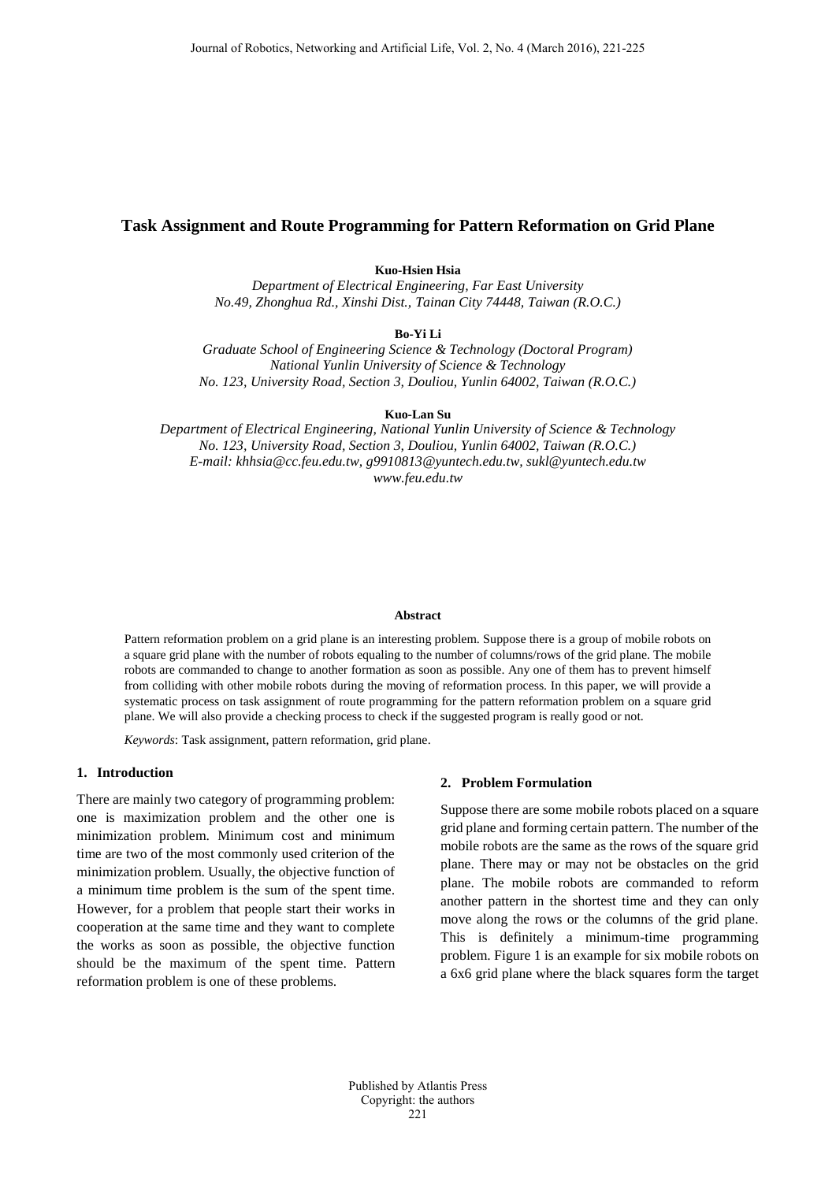# Task Assignment and Route Programming for Pattern Reformation on Grid Plane

**Kuo-Hsien Hsia**

*Department of Electrical Engineering, Far East University*
*No.49, Zhonghua Rd., Xinshi Dist., Tainan City 74448, Taiwan (R.O.C.)*

**Bo-Yi Li**

*Graduate School of Engineering Science & Technology (Doctoral Program)*
*National Yunlin University of Science & Technology*
*No. 123, University Road, Section 3, Douliou, Yunlin 64002, Taiwan (R.O.C.)*

**Kuo-Lan Su**

*Department of Electrical Engineering, National Yunlin University of Science & Technology*
*No. 123, University Road, Section 3, Douliou, Yunlin 64002, Taiwan (R.O.C.)*
*E-mail: khhsia@cc.feu.edu.tw, g9910813@yuntech.edu.tw, sukl@yuntech.edu.tw*
*www.feu.edu.tw*

**Abstract**

Pattern reformation problem on a grid plane is an interesting problem. Suppose there is a group of mobile robots on a square grid plane with the number of robots equaling to the number of columns/rows of the grid plane. The mobile robots are commanded to change to another formation as soon as possible. Any one of them has to prevent himself from colliding with other mobile robots during the moving of reformation process. In this paper, we will provide a systematic process on task assignment of route programming for the pattern reformation problem on a square grid plane. We will also provide a checking process to check if the suggested program is really good or not.

*Keywords*: Task assignment, pattern reformation, grid plane.

## 1. Introduction

There are mainly two category of programming problem: one is maximization problem and the other one is minimization problem. Minimum cost and minimum time are two of the most commonly used criterion of the minimization problem. Usually, the objective function of a minimum time problem is the sum of the spent time. However, for a problem that people start their works in cooperation at the same time and they want to complete the works as soon as possible, the objective function should be the maximum of the spent time. Pattern reformation problem is one of these problems.

## 2. Problem Formulation

Suppose there are some mobile robots placed on a square grid plane and forming certain pattern. The number of the mobile robots are the same as the rows of the square grid plane. There may or may not be obstacles on the grid plane. The mobile robots are commanded to reform another pattern in the shortest time and they can only move along the rows or the columns of the grid plane. This is definitely a minimum-time programming problem. Figure 1 is an example for six mobile robots on a 6x6 grid plane where the black squares form the target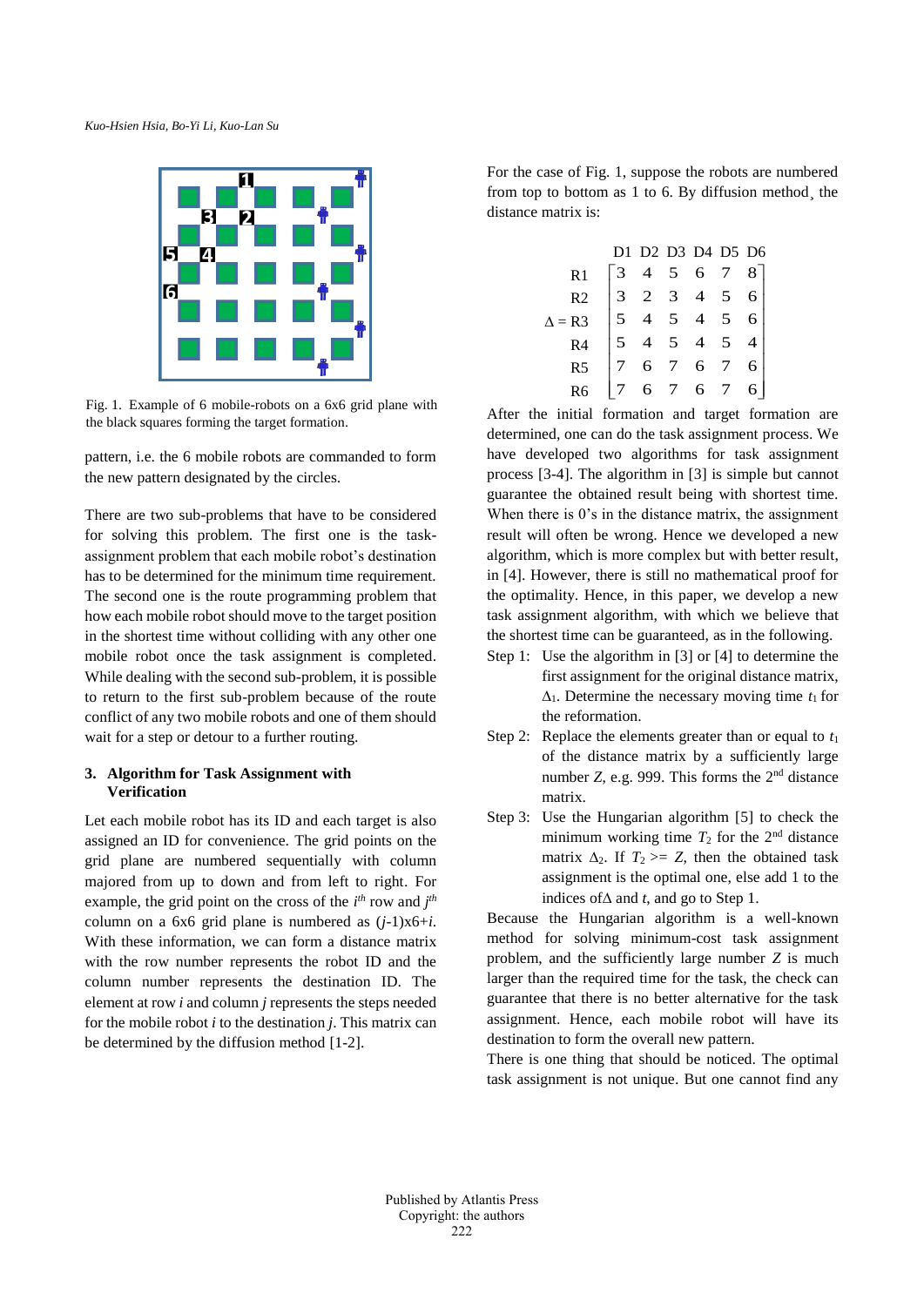Fig. 1. Example of 6 mobile-robots on a 6x6 grid plane with the black squares forming the target formation.

pattern, i.e. the 6 mobile robots are commanded to form the new pattern designated by the circles.

There are two sub-problems that have to be considered for solving this problem. The first one is the task-assignment problem that each mobile robot's destination has to be determined for the minimum time requirement. The second one is the route programming problem that how each mobile robot should move to the target position in the shortest time without colliding with any other one mobile robot once the task assignment is completed. While dealing with the second sub-problem, it is possible to return to the first sub-problem because of the route conflict of any two mobile robots and one of them should wait for a step or detour to a further routing.

## 3. Algorithm for Task Assignment with Verification

Let each mobile robot has its ID and each target is also assigned an ID for convenience. The grid points on the grid plane are numbered sequentially with column majored from up to down and from left to right. For example, the grid point on the cross of the $i^{th}$ row and $j^{th}$ column on a 6x6 grid plane is numbered as $(j\text{-}1)\text{x}6\text{+}i$. With these information, we can form a distance matrix with the row number represents the robot ID and the column number represents the destination ID. The element at row $i$ and column $j$ represents the steps needed for the mobile robot $i$ to the destination $j$. This matrix can be determined by the diffusion method [1-2].

For the case of Fig. 1, suppose the robots are numbered from top to bottom as 1 to 6. By diffusion method¸ the distance matrix is:

$$
\Delta = \begin{array}{c} \\ \text{R1} \\ \text{R2} \\ \text{R3} \\ \text{R4} \\ \text{R5} \\ \text{R6} \end{array}
\begin{array}{c} \begin{array}{cccccc} \text{D1} & \text{D2} & \text{D3} & \text{D4} & \text{D5} & \text{D6} \end{array} \\
\begin{bmatrix} 3 & 4 & 5 & 6 & 7 & 8 \\ 3 & 2 & 3 & 4 & 5 & 6 \\ 5 & 4 & 5 & 4 & 5 & 6 \\ 5 & 4 & 5 & 4 & 5 & 4 \\ 7 & 6 & 7 & 6 & 7 & 6 \\ 7 & 6 & 7 & 6 & 7 & 6 \end{bmatrix} \end{array}
$$

After the initial formation and target formation are determined, one can do the task assignment process. We have developed two algorithms for task assignment process [3-4]. The algorithm in [3] is simple but cannot guarantee the obtained result being with shortest time. When there is 0's in the distance matrix, the assignment result will often be wrong. Hence we developed a new algorithm, which is more complex but with better result, in [4]. However, there is still no mathematical proof for the optimality. Hence, in this paper, we develop a new task assignment algorithm, with which we believe that the shortest time can be guaranteed, as in the following.

- Step 1: Use the algorithm in [3] or [4] to determine the first assignment for the original distance matrix, $\Delta_1$. Determine the necessary moving time $t_1$ for the reformation.
- Step 2: Replace the elements greater than or equal to $t_1$ of the distance matrix by a sufficiently large number $Z$, e.g. 999. This forms the 2nd distance matrix.
- Step 3: Use the Hungarian algorithm [5] to check the minimum working time $T_2$ for the 2nd distance matrix $\Delta_2$. If $T_2 >= Z$, then the obtained task assignment is the optimal one, else add 1 to the indices of $\Delta$ and $t$, and go to Step 1.

Because the Hungarian algorithm is a well-known method for solving minimum-cost task assignment problem, and the sufficiently large number $Z$ is much larger than the required time for the task, the check can guarantee that there is no better alternative for the task assignment. Hence, each mobile robot will have its destination to form the overall new pattern.

There is one thing that should be noticed. The optimal task assignment is not unique. But one cannot find any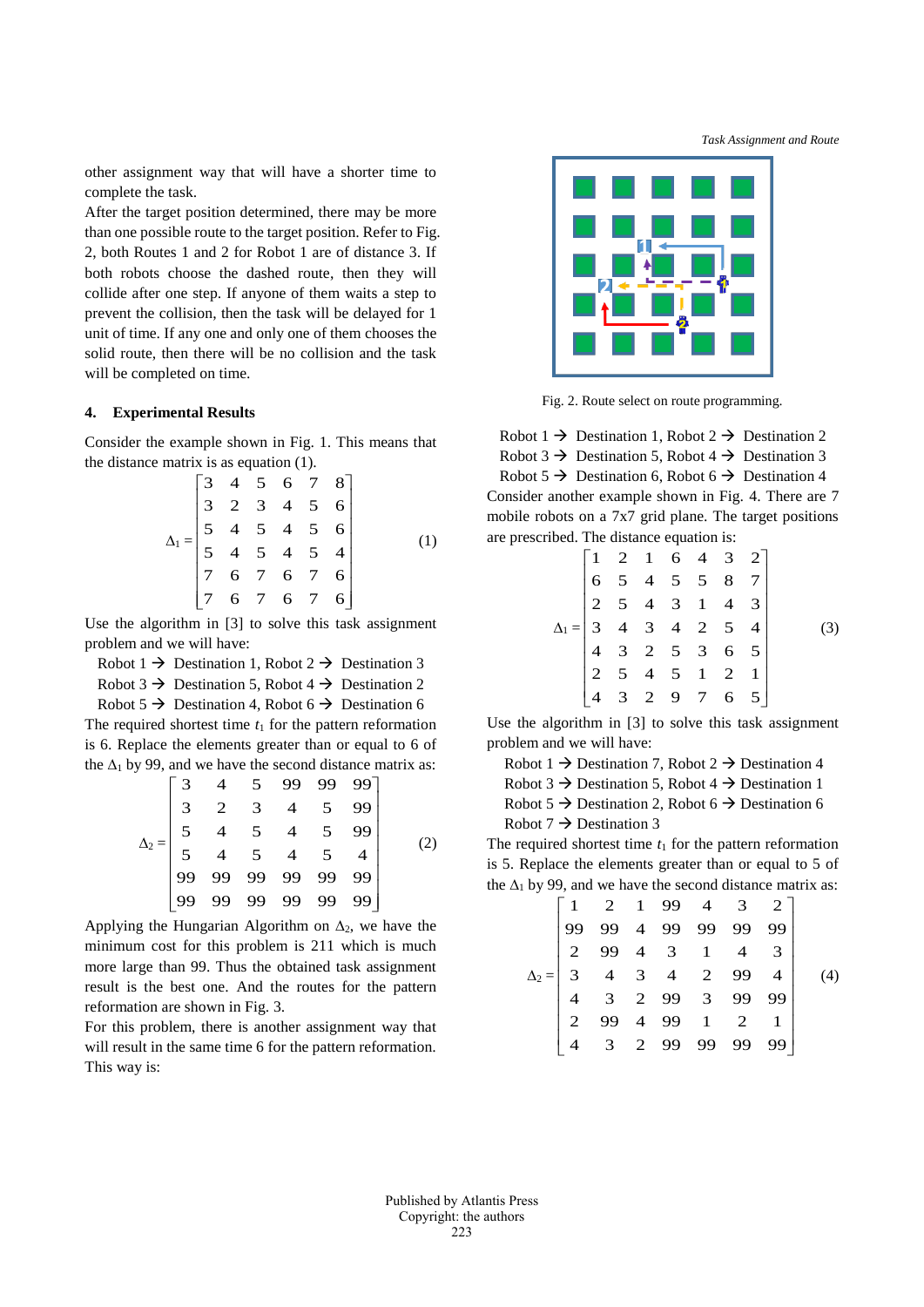other assignment way that will have a shorter time to complete the task.

After the target position determined, there may be more than one possible route to the target position. Refer to Fig. 2, both Routes 1 and 2 for Robot 1 are of distance 3. If both robots choose the dashed route, then they will collide after one step. If anyone of them waits a step to prevent the collision, then the task will be delayed for 1 unit of time. If any one and only one of them chooses the solid route, then there will be no collision and the task will be completed on time.

## 4. Experimental Results

Consider the example shown in Fig. 1. This means that the distance matrix is as equation (1).

$$\Delta_1 = \begin{bmatrix} 3 & 4 & 5 & 6 & 7 & 8 \\ 3 & 2 & 3 & 4 & 5 & 6 \\ 5 & 4 & 5 & 4 & 5 & 6 \\ 5 & 4 & 5 & 4 & 5 & 4 \\ 7 & 6 & 7 & 6 & 7 & 6 \\ 7 & 6 & 7 & 6 & 7 & 6 \end{bmatrix} \tag{1}$$

Use the algorithm in [3] to solve this task assignment problem and we will have:

Robot 1 → Destination 1, Robot 2 → Destination 3
Robot 3 → Destination 5, Robot 4 → Destination 2
Robot 5 → Destination 4, Robot 6 → Destination 6

The required shortest time $t_1$ for the pattern reformation is 6. Replace the elements greater than or equal to 6 of the $\Delta_1$ by 99, and we have the second distance matrix as:

$$\Delta_2 = \begin{bmatrix} 3 & 4 & 5 & 99 & 99 & 99 \\ 3 & 2 & 3 & 4 & 5 & 99 \\ 5 & 4 & 5 & 4 & 5 & 99 \\ 5 & 4 & 5 & 4 & 5 & 4 \\ 99 & 99 & 99 & 99 & 99 & 99 \\ 99 & 99 & 99 & 99 & 99 & 99 \end{bmatrix} \tag{2}$$

Applying the Hungarian Algorithm on $\Delta_2$, we have the minimum cost for this problem is 211 which is much more large than 99. Thus the obtained task assignment result is the best one. And the routes for the pattern reformation are shown in Fig. 3.

For this problem, there is another assignment way that will result in the same time 6 for the pattern reformation. This way is:

Fig. 2. Route select on route programming.

Robot 1 → Destination 1, Robot 2 → Destination 2
Robot 3 → Destination 5, Robot 4 → Destination 3
Robot 5 → Destination 6, Robot 6 → Destination 4

Consider another example shown in Fig. 4. There are 7 mobile robots on a 7x7 grid plane. The target positions are prescribed. The distance equation is:

$$\Delta_1 = \begin{bmatrix} 1 & 2 & 1 & 6 & 4 & 3 & 2 \\ 6 & 5 & 4 & 5 & 5 & 8 & 7 \\ 2 & 5 & 4 & 3 & 1 & 4 & 3 \\ 3 & 4 & 3 & 4 & 2 & 5 & 4 \\ 4 & 3 & 2 & 5 & 3 & 6 & 5 \\ 2 & 5 & 4 & 5 & 1 & 2 & 1 \\ 4 & 3 & 2 & 9 & 7 & 6 & 5 \end{bmatrix} \tag{3}$$

Use the algorithm in [3] to solve this task assignment problem and we will have:

Robot 1 → Destination 7, Robot 2 → Destination 4
Robot 3 → Destination 5, Robot 4 → Destination 1
Robot 5 → Destination 2, Robot 6 → Destination 6
Robot 7 → Destination 3

The required shortest time $t_1$ for the pattern reformation is 5. Replace the elements greater than or equal to 5 of the $\Delta_1$ by 99, and we have the second distance matrix as:

$$\Delta_2 = \begin{bmatrix} 1 & 2 & 1 & 99 & 4 & 3 & 2 \\ 99 & 99 & 4 & 99 & 99 & 99 & 99 \\ 2 & 99 & 4 & 3 & 1 & 4 & 3 \\ 3 & 4 & 3 & 4 & 2 & 99 & 4 \\ 4 & 3 & 2 & 99 & 3 & 99 & 99 \\ 2 & 99 & 4 & 99 & 1 & 2 & 1 \\ 4 & 3 & 2 & 99 & 99 & 99 & 99 \end{bmatrix} \tag{4}$$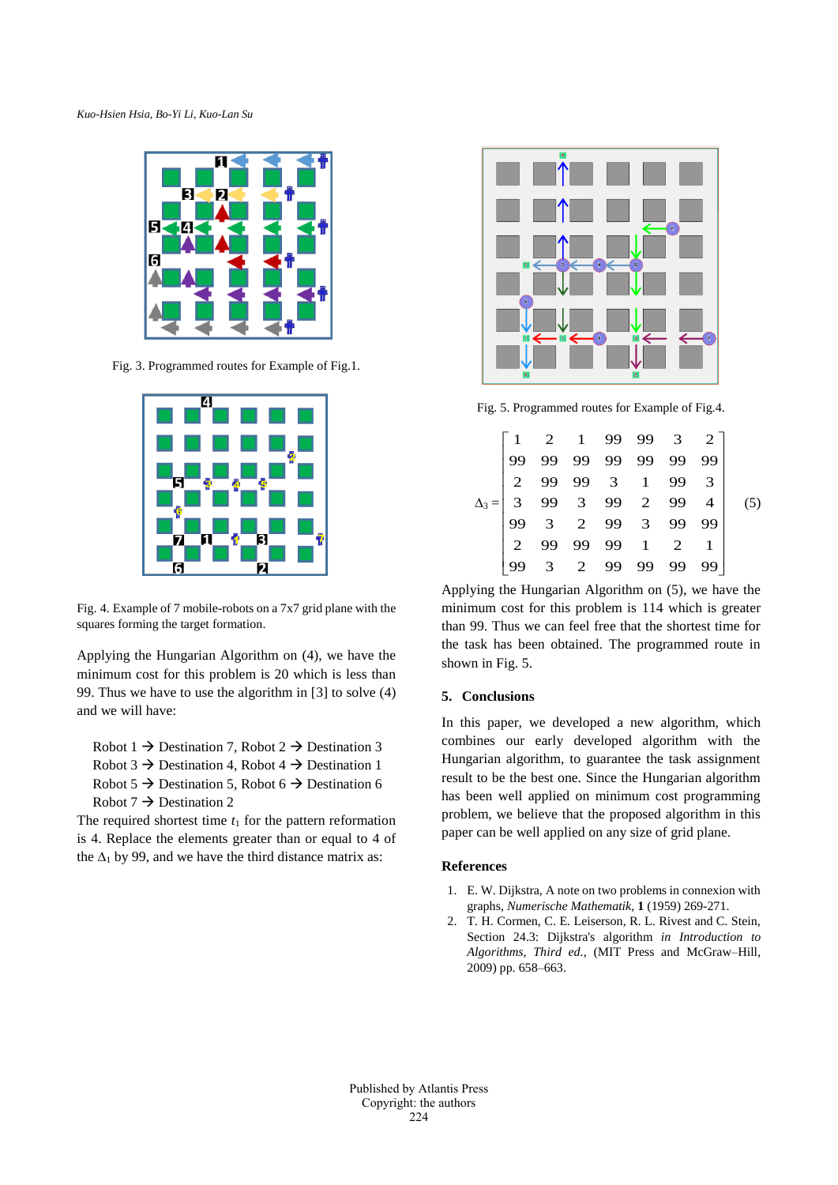Fig. 3. Programmed routes for Example of Fig.1.

Fig. 4. Example of 7 mobile-robots on a 7x7 grid plane with the squares forming the target formation.

Applying the Hungarian Algorithm on (4), we have the minimum cost for this problem is 20 which is less than 99. Thus we have to use the algorithm in [3] to solve (4) and we will have:

Robot 1 → Destination 7, Robot 2 → Destination 3
Robot 3 → Destination 4, Robot 4 → Destination 1
Robot 5 → Destination 5, Robot 6 → Destination 6
Robot 7 → Destination 2

The required shortest time $t_1$ for the pattern reformation is 4. Replace the elements greater than or equal to 4 of the $\Delta_1$ by 99, and we have the third distance matrix as:

Fig. 5. Programmed routes for Example of Fig.4.

$$\Delta_3 = \begin{bmatrix} 1 & 2 & 1 & 99 & 99 & 3 & 2 \\ 99 & 99 & 99 & 99 & 99 & 99 & 99 \\ 2 & 99 & 99 & 3 & 1 & 99 & 3 \\ 3 & 99 & 3 & 99 & 2 & 99 & 4 \\ 99 & 3 & 2 & 99 & 3 & 99 & 99 \\ 2 & 99 & 99 & 99 & 1 & 2 & 1 \\ 99 & 3 & 2 & 99 & 99 & 99 & 99 \end{bmatrix} \quad (5)$$

Applying the Hungarian Algorithm on (5), we have the minimum cost for this problem is 114 which is greater than 99. Thus we can feel free that the shortest time for the task has been obtained. The programmed route in shown in Fig. 5.

## 5. Conclusions

In this paper, we developed a new algorithm, which combines our early developed algorithm with the Hungarian algorithm, to guarantee the task assignment result to be the best one. Since the Hungarian algorithm has been well applied on minimum cost programming problem, we believe that the proposed algorithm in this paper can be well applied on any size of grid plane.

## References

1. E. W. Dijkstra, A note on two problems in connexion with graphs, *Numerische Mathematik*, **1** (1959) 269-271.
2. T. H. Cormen, C. E. Leiserson, R. L. Rivest and C. Stein, Section 24.3: Dijkstra's algorithm *in Introduction to Algorithms, Third ed.*, (MIT Press and McGraw–Hill, 2009) pp. 658–663.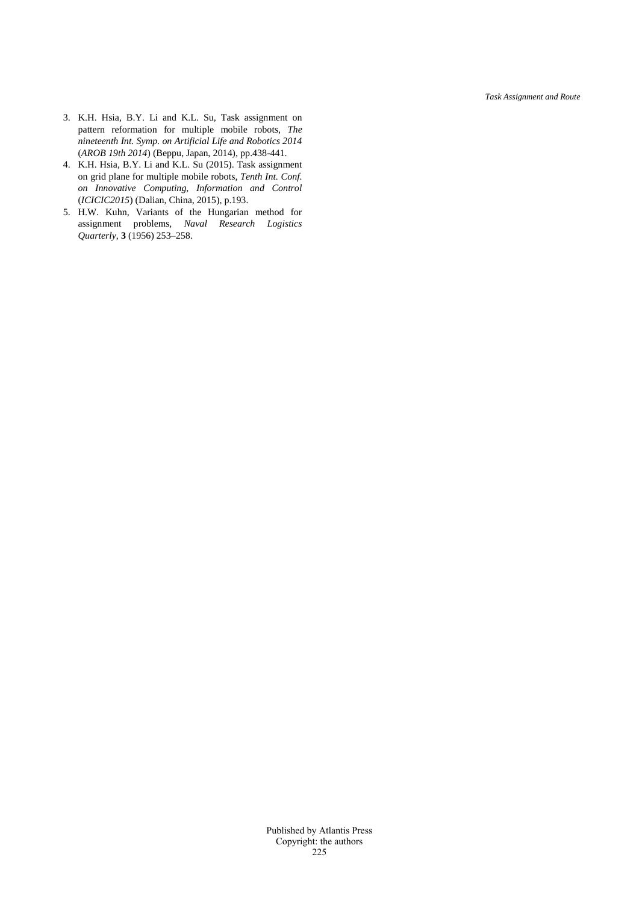3. K.H. Hsia, B.Y. Li and K.L. Su, Task assignment on pattern reformation for multiple mobile robots, *The nineteenth Int. Symp. on Artificial Life and Robotics 2014* (*AROB 19th 2014*) (Beppu, Japan, 2014), pp.438-441.
4. K.H. Hsia, B.Y. Li and K.L. Su (2015). Task assignment on grid plane for multiple mobile robots, *Tenth Int. Conf. on Innovative Computing, Information and Control* (*ICICIC2015*) (Dalian, China, 2015), p.193.
5. H.W. Kuhn, Variants of the Hungarian method for assignment problems, *Naval Research Logistics Quarterly*, **3** (1956) 253–258.